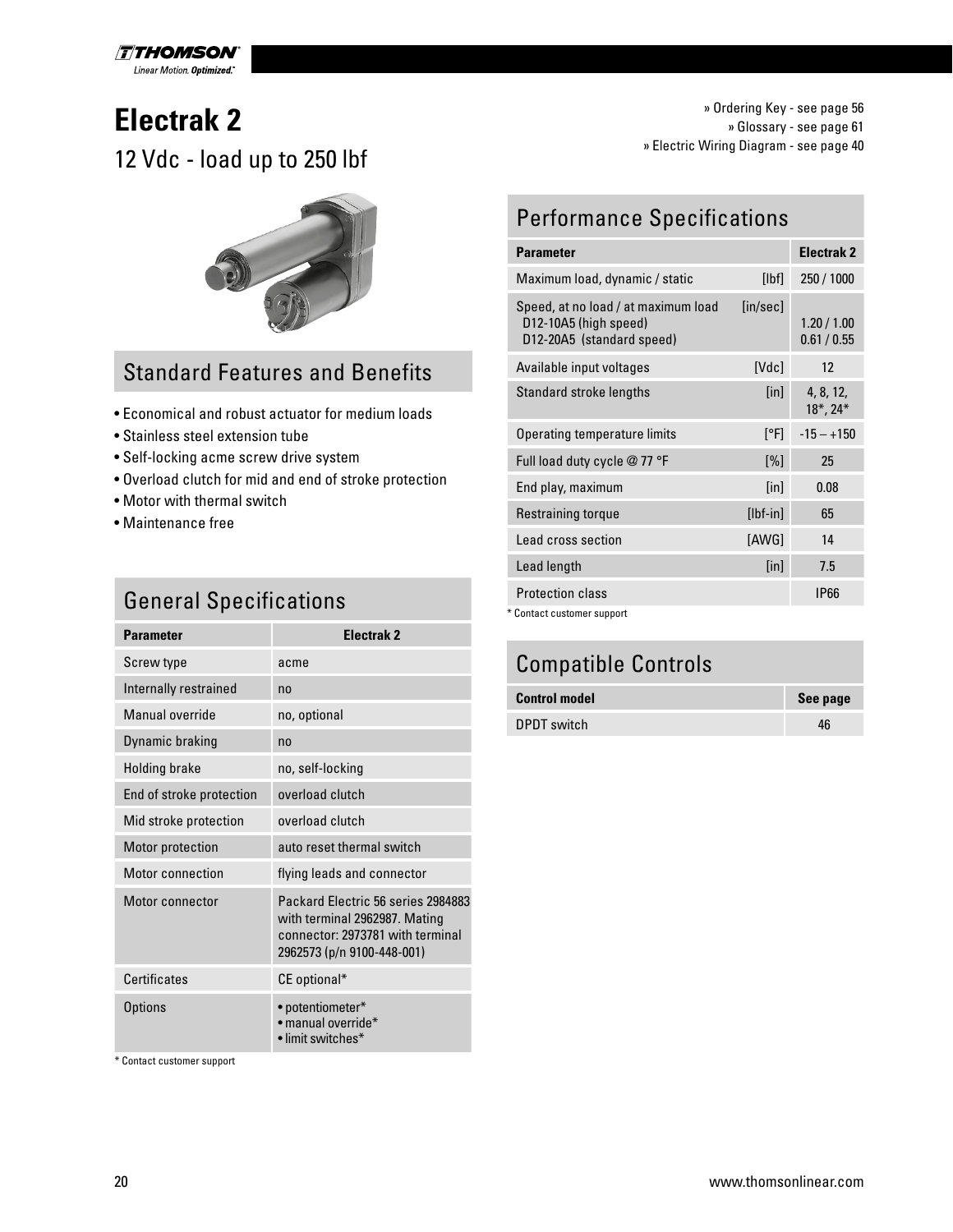# Electrak 2

## 12 Vdc - load up to 250 lbf

» Ordering Key - see page 56
» Glossary - see page 61
» Electric Wiring Diagram - see page 40

## Standard Features and Benefits

- Economical and robust actuator for medium loads
- Stainless steel extension tube
- Self-locking acme screw drive system
- Overload clutch for mid and end of stroke protection
- Motor with thermal switch
- Maintenance free

## General Specifications

| Parameter | Electrak 2 |
|---|---|
| Screw type | acme |
| Internally restrained | no |
| Manual override | no, optional |
| Dynamic braking | no |
| Holding brake | no, self-locking |
| End of stroke protection | overload clutch |
| Mid stroke protection | overload clutch |
| Motor protection | auto reset thermal switch |
| Motor connection | flying leads and connector |
| Motor connector | Packard Electric 56 series 2984883 with terminal 2962987. Mating connector: 2973781 with terminal 2962573 (p/n 9100-448-001) |
| Certificates | CE optional* |
| Options | • potentiometer*<br>• manual override*<br>• limit switches* |

\* Contact customer support

## Performance Specifications

| Parameter | | Electrak 2 |
|---|---|---|
| Maximum load, dynamic / static | [lbf] | 250 / 1000 |
| Speed, at no load / at maximum load<br>D12-10A5 (high speed)<br>D12-20A5 (standard speed) | [in/sec] | <br>1.20 / 1.00<br>0.61 / 0.55 |
| Available input voltages | [Vdc] | 12 |
| Standard stroke lengths | [in] | 4, 8, 12, 18*, 24* |
| Operating temperature limits | [°F] | -15 – +150 |
| Full load duty cycle @ 77 °F | [%] | 25 |
| End play, maximum | [in] | 0.08 |
| Restraining torque | [lbf-in] | 65 |
| Lead cross section | [AWG] | 14 |
| Lead length | [in] | 7.5 |
| Protection class | | IP66 |

\* Contact customer support

## Compatible Controls

| Control model | See page |
|---|---|
| DPDT switch | 46 |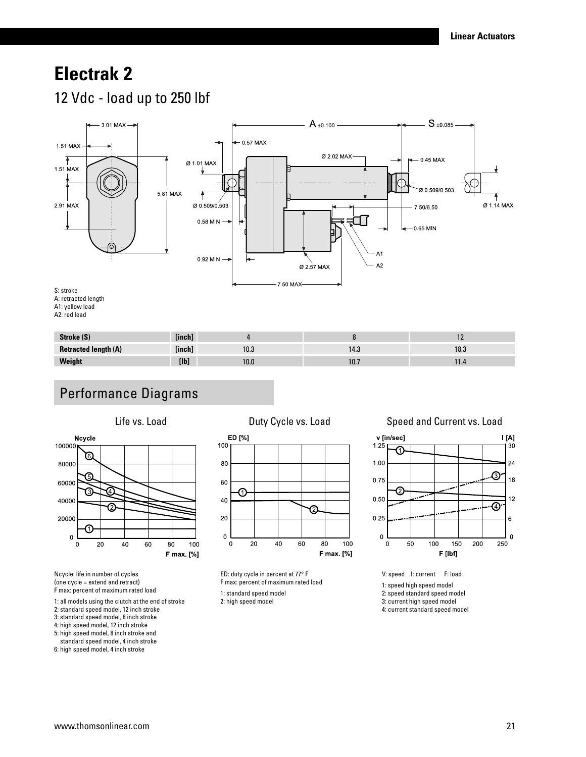# Electrak 2

## 12 Vdc - load up to 250 lbf

3.01 MAX
1.51 MAX
1.51 MAX
2.91 MAX
5.81 MAX
A ±0.100
S ±0.085
0.57 MAX
Ø 1.01 MAX
Ø 2.02 MAX
0.45 MAX
Ø 0.509/0.503
Ø 0.509/0.503
7.50/6.50
Ø 1.14 MAX
0.58 MIN
0.65 MIN
A1
A2
0.92 MIN
Ø 2.57 MAX
7.50 MAX

S: stroke
A: retracted length
A1: yellow lead
A2: red lead

| | | | | |
|---|---|---|---|---|
| **Stroke (S)** | **[inch]** | 4 | 8 | 12 |
| **Retracted length (A)** | **[inch]** | 10.3 | 14.3 | 18.3 |
| **Weight** | **[lb]** | 10.0 | 10.7 | 11.4 |

## Performance Diagrams

### Life vs. Load

Ncycle
100000
80000
60000
40000
20000
0
0 20 40 60 80 100
F max. [%]

Ncycle: life in number of cycles
(one cycle = extend and retract)
F max: percent of maximum rated load

1: all models using the clutch at the end of stroke
2: standard speed model, 12 inch stroke
3: standard speed model, 8 inch stroke
4: high speed model, 12 inch stroke
5: high speed model, 8 inch stroke and
standard speed model, 4 inch stroke
6: high speed model, 4 inch stroke

### Duty Cycle vs. Load

ED [%]
100
80
60
40
20
0
0 20 40 60 80 100
F max. [%]

ED: duty cycle in percent at 77° F
F max: percent of maximum rated load

1: standard speed model
2: high speed model

### Speed and Current vs. Load

v [in/sec]
1.25
1.00
0.75
0.50
0.25
0
I [A]
30
24
18
12
6
0
0 50 100 150 200 250
F [lbf]

V: speed I: current F: load

1: speed high speed model
2: speed standard speed model
3: current high speed model
4: current standard speed model